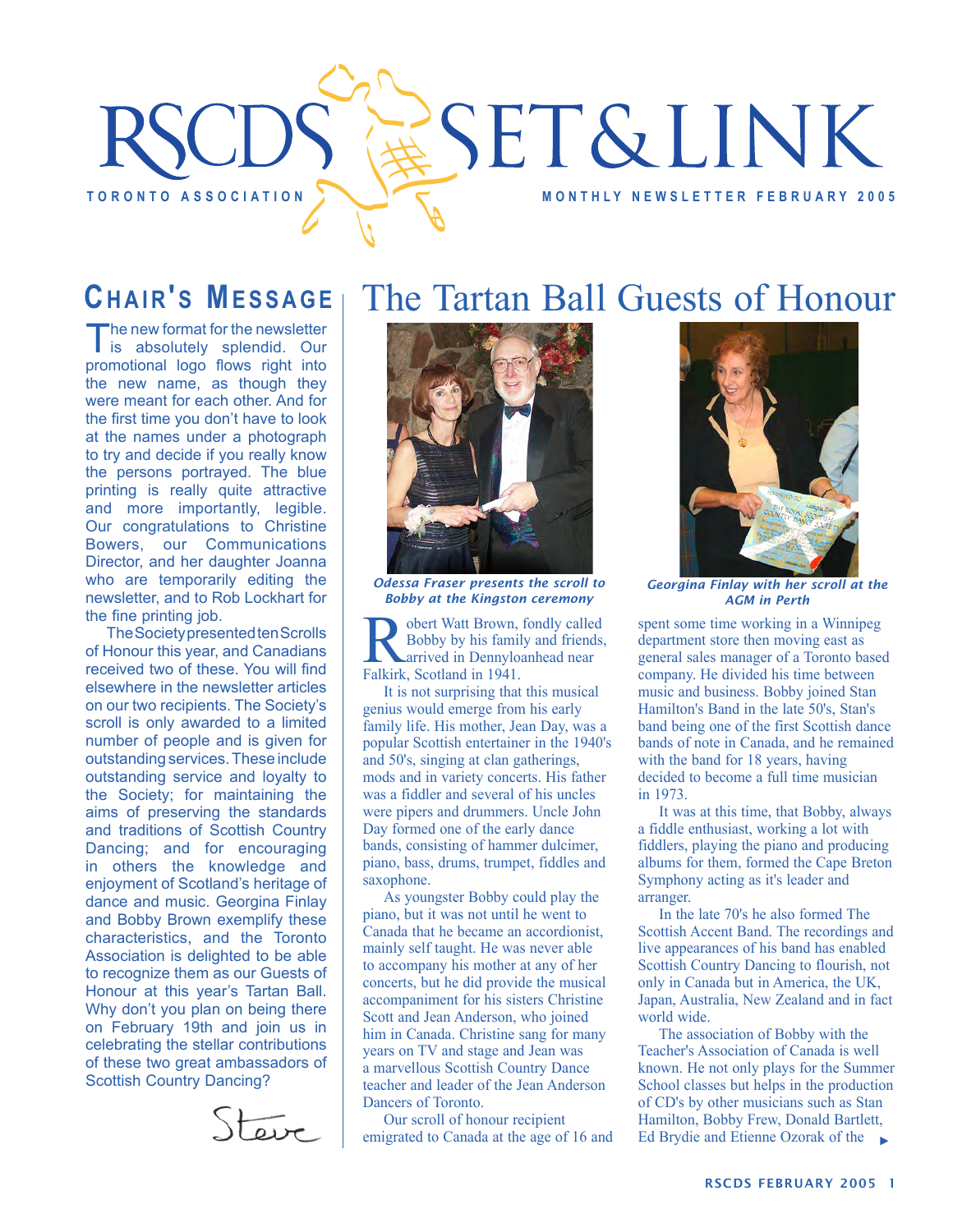# RSCDS SET&LINK

TORONTO ASSOCIATION

MONTHLY NEWSLETTER FEBRUARY 2005

## Chair's Message

The new format for the newsletter is absolutely splendid. Our promotional logo flows right into the new name, as though they were meant for each other. And for the first time you don't have to look at the names under a photograph to try and decide if you really know the persons portrayed. The blue printing is really quite attractive and more importantly, legible. Our congratulations to Christine Bowers, our Communications Director, and her daughter Joanna who are temporarily editing the newsletter, and to Rob Lockhart for the fine printing job.

The Society presented ten Scrolls of Honour this year, and Canadians received two of these. You will find elsewhere in the newsletter articles on our two recipients. The Society's scroll is only awarded to a limited number of people and is given for outstanding services. These include outstanding service and loyalty to the Society; for maintaining the aims of preserving the standards and traditions of Scottish Country Dancing; and for encouraging in others the knowledge and enjoyment of Scotland's heritage of dance and music. Georgina Finlay and Bobby Brown exemplify these characteristics, and the Toronto Association is delighted to be able to recognize them as our Guests of Honour at this year's Tartan Ball. Why don't you plan on being there on February 19th and join us in celebrating the stellar contributions of these two great ambassadors of Scottish Country Dancing?

Steve

# The Tartan Ball Guests of Honour

*Odessa Fraser presents the scroll to Bobby at the Kingston ceremony*

*Georgina Finlay with her scroll at the AGM in Perth*

Robert Watt Brown, fondly called Bobby by his family and friends, arrived in Dennyloanhead near Falkirk, Scotland in 1941.

It is not surprising that this musical genius would emerge from his early family life. His mother, Jean Day, was a popular Scottish entertainer in the 1940's and 50's, singing at clan gatherings, mods and in variety concerts. His father was a fiddler and several of his uncles were pipers and drummers. Uncle John Day formed one of the early dance bands, consisting of hammer dulcimer, piano, bass, drums, trumpet, fiddles and saxophone.

As youngster Bobby could play the piano, but it was not until he went to Canada that he became an accordionist, mainly self taught. He was never able to accompany his mother at any of her concerts, but he did provide the musical accompaniment for his sisters Christine Scott and Jean Anderson, who joined him in Canada. Christine sang for many years on TV and stage and Jean was a marvellous Scottish Country Dance teacher and leader of the Jean Anderson Dancers of Toronto.

Our scroll of honour recipient emigrated to Canada at the age of 16 and spent some time working in a Winnipeg department store then moving east as general sales manager of a Toronto based company. He divided his time between music and business. Bobby joined Stan Hamilton's Band in the late 50's, Stan's band being one of the first Scottish dance bands of note in Canada, and he remained with the band for 18 years, having decided to become a full time musician in 1973.

It was at this time, that Bobby, always a fiddle enthusiast, working a lot with fiddlers, playing the piano and producing albums for them, formed the Cape Breton Symphony acting as it's leader and arranger.

In the late 70's he also formed The Scottish Accent Band. The recordings and live appearances of his band has enabled Scottish Country Dancing to flourish, not only in Canada but in America, the UK, Japan, Australia, New Zealand and in fact world wide.

The association of Bobby with the Teacher's Association of Canada is well known. He not only plays for the Summer School classes but helps in the production of CD's by other musicians such as Stan Hamilton, Bobby Frew, Donald Bartlett, Ed Brydie and Etienne Ozorak of the ▸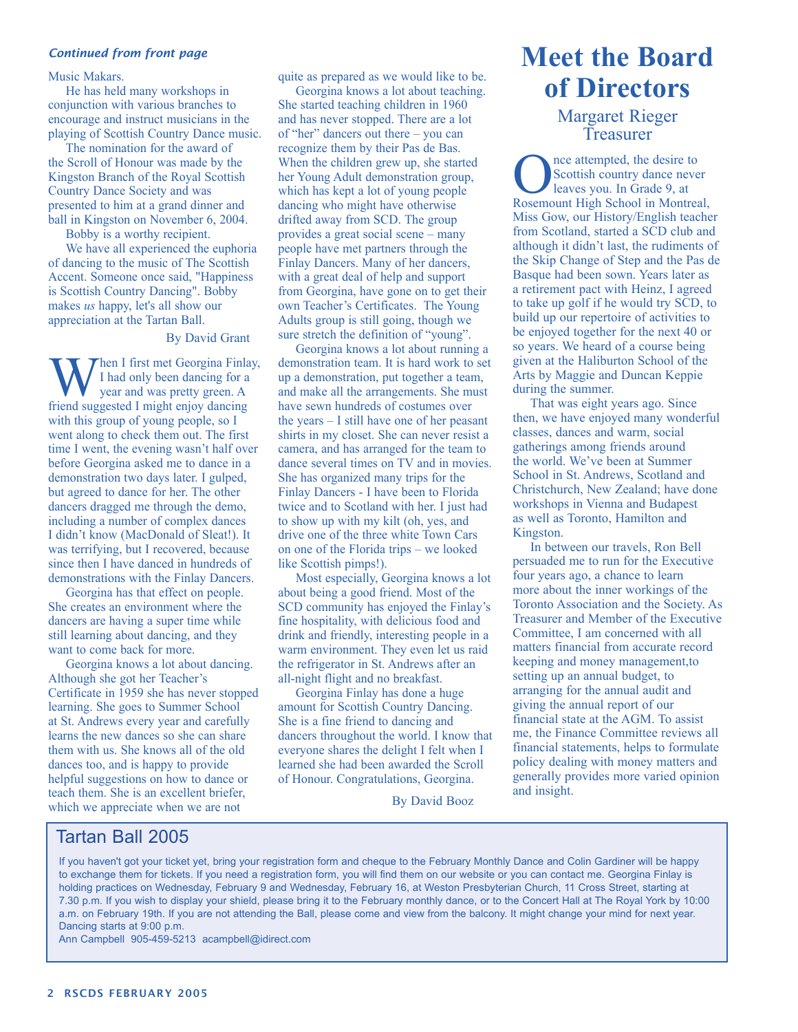*Continued from front page*

Music Makars.

He has held many workshops in conjunction with various branches to encourage and instruct musicians in the playing of Scottish Country Dance music.

The nomination for the award of the Scroll of Honour was made by the Kingston Branch of the Royal Scottish Country Dance Society and was presented to him at a grand dinner and ball in Kingston on November 6, 2004.

Bobby is a worthy recipient.

We have all experienced the euphoria of dancing to the music of The Scottish Accent. Someone once said, "Happiness is Scottish Country Dancing". Bobby makes *us* happy, let's all show our appreciation at the Tartan Ball.

By David Grant

When I first met Georgina Finlay, I had only been dancing for a year and was pretty green. A friend suggested I might enjoy dancing with this group of young people, so I went along to check them out. The first time I went, the evening wasn't half over before Georgina asked me to dance in a demonstration two days later. I gulped, but agreed to dance for her. The other dancers dragged me through the demo, including a number of complex dances I didn't know (MacDonald of Sleat!). It was terrifying, but I recovered, because since then I have danced in hundreds of demonstrations with the Finlay Dancers.

Georgina has that effect on people. She creates an environment where the dancers are having a super time while still learning about dancing, and they want to come back for more.

Georgina knows a lot about dancing. Although she got her Teacher's Certificate in 1959 she has never stopped learning. She goes to Summer School at St. Andrews every year and carefully learns the new dances so she can share them with us. She knows all of the old dances too, and is happy to provide helpful suggestions on how to dance or teach them. She is an excellent briefer, which we appreciate when we are not quite as prepared as we would like to be.

Georgina knows a lot about teaching. She started teaching children in 1960 and has never stopped. There are a lot of "her" dancers out there – you can recognize them by their Pas de Bas. When the children grew up, she started her Young Adult demonstration group, which has kept a lot of young people dancing who might have otherwise drifted away from SCD. The group provides a great social scene – many people have met partners through the Finlay Dancers. Many of her dancers, with a great deal of help and support from Georgina, have gone on to get their own Teacher's Certificates. The Young Adults group is still going, though we sure stretch the definition of "young".

Georgina knows a lot about running a demonstration team. It is hard work to set up a demonstration, put together a team, and make all the arrangements. She must have sewn hundreds of costumes over the years – I still have one of her peasant shirts in my closet. She can never resist a camera, and has arranged for the team to dance several times on TV and in movies. She has organized many trips for the Finlay Dancers - I have been to Florida twice and to Scotland with her. I just had to show up with my kilt (oh, yes, and drive one of the three white Town Cars on one of the Florida trips – we looked like Scottish pimps!).

Most especially, Georgina knows a lot about being a good friend. Most of the SCD community has enjoyed the Finlay's fine hospitality, with delicious food and drink and friendly, interesting people in a warm environment. They even let us raid the refrigerator in St. Andrews after an all-night flight and no breakfast.

Georgina Finlay has done a huge amount for Scottish Country Dancing. She is a fine friend to dancing and dancers throughout the world. I know that everyone shares the delight I felt when I learned she had been awarded the Scroll of Honour. Congratulations, Georgina.

By David Booz

# Meet the Board of Directors

## Margaret Rieger
### Treasurer

Once attempted, the desire to Scottish country dance never leaves you. In Grade 9, at Rosemount High School in Montreal, Miss Gow, our History/English teacher from Scotland, started a SCD club and although it didn't last, the rudiments of the Skip Change of Step and the Pas de Basque had been sown. Years later as a retirement pact with Heinz, I agreed to take up golf if he would try SCD, to build up our repertoire of activities to be enjoyed together for the next 40 or so years. We heard of a course being given at the Haliburton School of the Arts by Maggie and Duncan Keppie during the summer.

That was eight years ago. Since then, we have enjoyed many wonderful classes, dances and warm, social gatherings among friends around the world. We've been at Summer School in St. Andrews, Scotland and Christchurch, New Zealand; have done workshops in Vienna and Budapest as well as Toronto, Hamilton and Kingston.

In between our travels, Ron Bell persuaded me to run for the Executive four years ago, a chance to learn more about the inner workings of the Toronto Association and the Society. As Treasurer and Member of the Executive Committee, I am concerned with all matters financial from accurate record keeping and money management,to setting up an annual budget, to arranging for the annual audit and giving the annual report of our financial state at the AGM. To assist me, the Finance Committee reviews all financial statements, helps to formulate policy dealing with money matters and generally provides more varied opinion and insight.

## Tartan Ball 2005

If you haven't got your ticket yet, bring your registration form and cheque to the February Monthly Dance and Colin Gardiner will be happy to exchange them for tickets. If you need a registration form, you will find them on our website or you can contact me. Georgina Finlay is holding practices on Wednesday, February 9 and Wednesday, February 16, at Weston Presbyterian Church, 11 Cross Street, starting at 7.30 p.m. If you wish to display your shield, please bring it to the February monthly dance, or to the Concert Hall at The Royal York by 10:00 a.m. on February 19th. If you are not attending the Ball, please come and view from the balcony. It might change your mind for next year. Dancing starts at 9:00 p.m.

Ann Campbell 905-459-5213 acampbell@idirect.com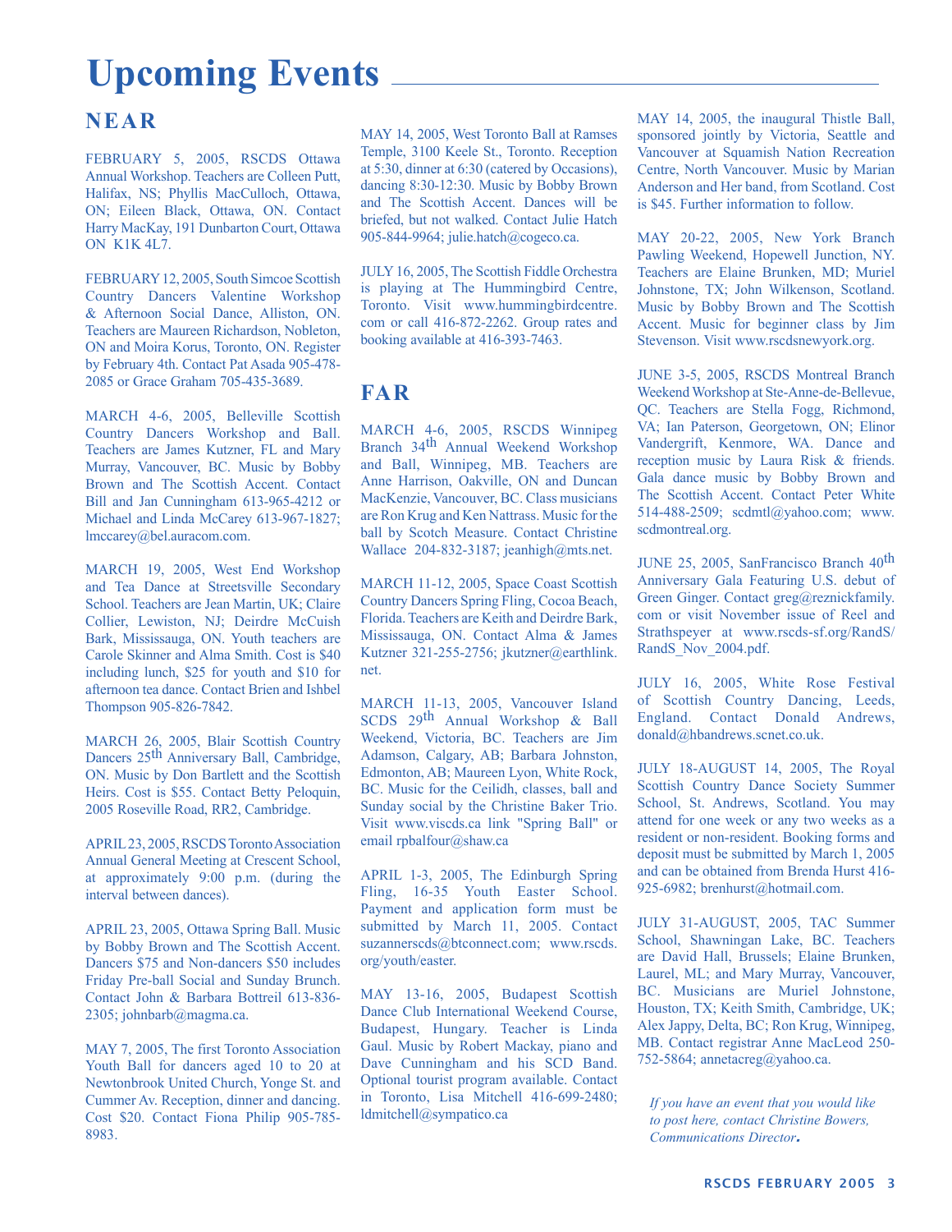# Upcoming Events

## NEAR

FEBRUARY 5, 2005, RSCDS Ottawa Annual Workshop. Teachers are Colleen Putt, Halifax, NS; Phyllis MacCulloch, Ottawa, ON; Eileen Black, Ottawa, ON. Contact Harry MacKay, 191 Dunbarton Court, Ottawa ON K1K 4L7.

FEBRUARY 12, 2005, South Simcoe Scottish Country Dancers Valentine Workshop & Afternoon Social Dance, Alliston, ON. Teachers are Maureen Richardson, Nobleton, ON and Moira Korus, Toronto, ON. Register by February 4th. Contact Pat Asada 905-478-2085 or Grace Graham 705-435-3689.

MARCH 4-6, 2005, Belleville Scottish Country Dancers Workshop and Ball. Teachers are James Kutzner, FL and Mary Murray, Vancouver, BC. Music by Bobby Brown and The Scottish Accent. Contact Bill and Jan Cunningham 613-965-4212 or Michael and Linda McCarey 613-967-1827; lmccarey@bel.auracom.com.

MARCH 19, 2005, West End Workshop and Tea Dance at Streetsville Secondary School. Teachers are Jean Martin, UK; Claire Collier, Lewiston, NJ; Deirdre McCuish Bark, Mississauga, ON. Youth teachers are Carole Skinner and Alma Smith. Cost is $40 including lunch, $25 for youth and $10 for afternoon tea dance. Contact Brien and Ishbel Thompson 905-826-7842.

MARCH 26, 2005, Blair Scottish Country Dancers 25th Anniversary Ball, Cambridge, ON. Music by Don Bartlett and the Scottish Heirs. Cost is $55. Contact Betty Peloquin, 2005 Roseville Road, RR2, Cambridge.

APRIL 23, 2005, RSCDS Toronto Association Annual General Meeting at Crescent School, at approximately 9:00 p.m. (during the interval between dances).

APRIL 23, 2005, Ottawa Spring Ball. Music by Bobby Brown and The Scottish Accent. Dancers $75 and Non-dancers $50 includes Friday Pre-ball Social and Sunday Brunch. Contact John & Barbara Bottreil 613-836-2305; johnbarb@magma.ca.

MAY 7, 2005, The first Toronto Association Youth Ball for dancers aged 10 to 20 at Newtonbrook United Church, Yonge St. and Cummer Av. Reception, dinner and dancing. Cost $20. Contact Fiona Philip 905-785-8983.

MAY 14, 2005, West Toronto Ball at Ramses Temple, 3100 Keele St., Toronto. Reception at 5:30, dinner at 6:30 (catered by Occasions), dancing 8:30-12:30. Music by Bobby Brown and The Scottish Accent. Dances will be briefed, but not walked. Contact Julie Hatch 905-844-9964; julie.hatch@cogeco.ca.

JULY 16, 2005, The Scottish Fiddle Orchestra is playing at The Hummingbird Centre, Toronto. Visit www.hummingbirdcentre.com or call 416-872-2262. Group rates and booking available at 416-393-7463.

## FAR

MARCH 4-6, 2005, RSCDS Winnipeg Branch 34th Annual Weekend Workshop and Ball, Winnipeg, MB. Teachers are Anne Harrison, Oakville, ON and Duncan MacKenzie, Vancouver, BC. Class musicians are Ron Krug and Ken Nattrass. Music for the ball by Scotch Measure. Contact Christine Wallace 204-832-3187; jeanhigh@mts.net.

MARCH 11-12, 2005, Space Coast Scottish Country Dancers Spring Fling, Cocoa Beach, Florida. Teachers are Keith and Deirdre Bark, Mississauga, ON. Contact Alma & James Kutzner 321-255-2756; jkutzner@earthlink.net.

MARCH 11-13, 2005, Vancouver Island SCDS 29th Annual Workshop & Ball Weekend, Victoria, BC. Teachers are Jim Adamson, Calgary, AB; Barbara Johnston, Edmonton, AB; Maureen Lyon, White Rock, BC. Music for the Ceilidh, classes, ball and Sunday social by the Christine Baker Trio. Visit www.viscds.ca link "Spring Ball" or email rpbalfour@shaw.ca

APRIL 1-3, 2005, The Edinburgh Spring Fling, 16-35 Youth Easter School. Payment and application form must be submitted by March 11, 2005. Contact suzannerscds@btconnect.com; www.rscds.org/youth/easter.

MAY 13-16, 2005, Budapest Scottish Dance Club International Weekend Course, Budapest, Hungary. Teacher is Linda Gaul. Music by Robert Mackay, piano and Dave Cunningham and his SCD Band. Optional tourist program available. Contact in Toronto, Lisa Mitchell 416-699-2480; ldmitchell@sympatico.ca

MAY 14, 2005, the inaugural Thistle Ball, sponsored jointly by Victoria, Seattle and Vancouver at Squamish Nation Recreation Centre, North Vancouver. Music by Marian Anderson and Her band, from Scotland. Cost is $45. Further information to follow.

MAY 20-22, 2005, New York Branch Pawling Weekend, Hopewell Junction, NY. Teachers are Elaine Brunken, MD; Muriel Johnstone, TX; John Wilkenson, Scotland. Music by Bobby Brown and The Scottish Accent. Music for beginner class by Jim Stevenson. Visit www.rscdsnewyork.org.

JUNE 3-5, 2005, RSCDS Montreal Branch Weekend Workshop at Ste-Anne-de-Bellevue, QC. Teachers are Stella Fogg, Richmond, VA; Ian Paterson, Georgetown, ON; Elinor Vandergrift, Kenmore, WA. Dance and reception music by Laura Risk & friends. Gala dance music by Bobby Brown and The Scottish Accent. Contact Peter White 514-488-2509; scdmtl@yahoo.com; www.scdmontreal.org.

JUNE 25, 2005, SanFrancisco Branch 40th Anniversary Gala Featuring U.S. debut of Green Ginger. Contact greg@reznickfamily.com or visit November issue of Reel and Strathspeyer at www.rscds-sf.org/RandS/RandS_Nov_2004.pdf.

JULY 16, 2005, White Rose Festival of Scottish Country Dancing, Leeds, England. Contact Donald Andrews, donald@hbandrews.scnet.co.uk.

JULY 18-AUGUST 14, 2005, The Royal Scottish Country Dance Society Summer School, St. Andrews, Scotland. You may attend for one week or any two weeks as a resident or non-resident. Booking forms and deposit must be submitted by March 1, 2005 and can be obtained from Brenda Hurst 416-925-6982; brenhurst@hotmail.com.

JULY 31-AUGUST, 2005, TAC Summer School, Shawningan Lake, BC. Teachers are David Hall, Brussels; Elaine Brunken, Laurel, ML; and Mary Murray, Vancouver, BC. Musicians are Muriel Johnstone, Houston, TX; Keith Smith, Cambridge, UK; Alex Jappy, Delta, BC; Ron Krug, Winnipeg, MB. Contact registrar Anne MacLeod 250-752-5864; annetacreg@yahoo.ca.

*If you have an event that you would like to post here, contact Christine Bowers, Communications Director.*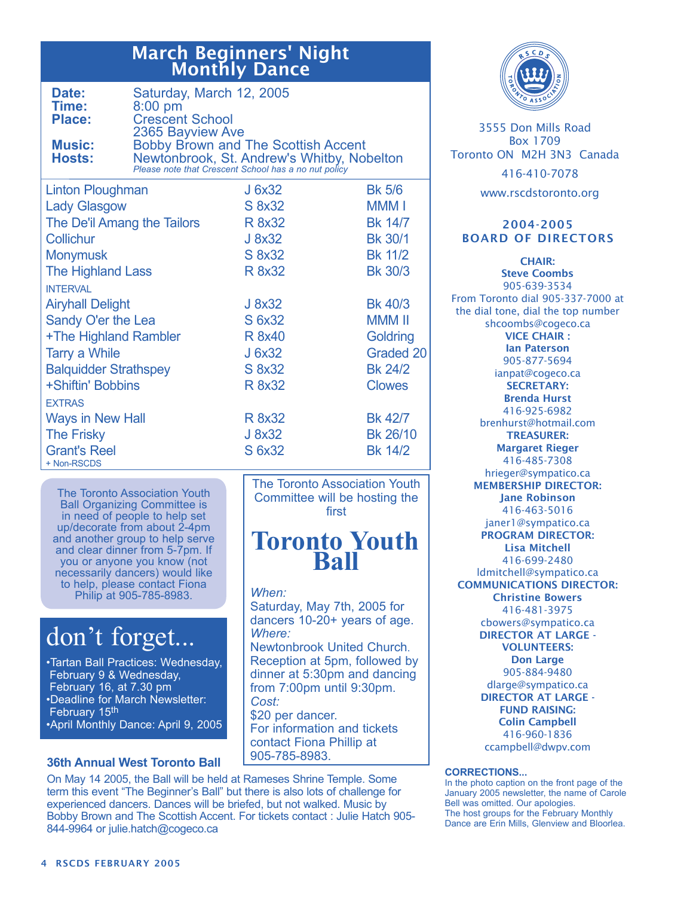## March Beginners' Night Monthly Dance

**Date:** Saturday, March 12, 2005
**Time:** 8:00 pm
**Place:** Crescent School
2365 Bayview Ave
**Music:** Bobby Brown and The Scottish Accent
**Hosts:** Newtonbrook, St. Andrew's Whitby, Nobelton
*Please note that Crescent School has a no nut policy*

| | | |
|---|---|---|
| Linton Ploughman | J 6x32 | Bk 5/6 |
| Lady Glasgow | S 8x32 | MMM I |
| The De'il Amang the Tailors | R 8x32 | Bk 14/7 |
| Collichur | J 8x32 | Bk 30/1 |
| Monymusk | S 8x32 | Bk 11/2 |
| The Highland Lass | R 8x32 | Bk 30/3 |
| INTERVAL | | |
| Airyhall Delight | J 8x32 | Bk 40/3 |
| Sandy O'er the Lea | S 6x32 | MMM II |
| +The Highland Rambler | R 8x40 | Goldring |
| Tarry a While | J 6x32 | Graded 20 |
| Balquidder Strathspey | S 8x32 | Bk 24/2 |
| +Shiftin' Bobbins | R 8x32 | Clowes |
| EXTRAS | | |
| Ways in New Hall | R 8x32 | Bk 42/7 |
| The Frisky | J 8x32 | Bk 26/10 |
| Grant's Reel | S 6x32 | Bk 14/2 |

+ Non-RSCDS

The Toronto Association Youth Ball Organizing Committee is in need of people to help set up/decorate from about 2-4pm and another group to help serve and clear dinner from 5-7pm. If you or anyone you know (not necessarily dancers) would like to help, please contact Fiona Philip at 905-785-8983.

## don't forget...

- Tartan Ball Practices: Wednesday, February 9 & Wednesday, February 16, at 7.30 pm
- Deadline for March Newsletter: February 15th
- April Monthly Dance: April 9, 2005

The Toronto Association Youth Committee will be hosting the first

## Toronto Youth Ball

*When:*
Saturday, May 7th, 2005 for dancers 10-20+ years of age.
*Where:*
Newtonbrook United Church. Reception at 5pm, followed by dinner at 5:30pm and dancing from 7:00pm until 9:30pm.
*Cost:*
$20 per dancer.
For information and tickets contact Fiona Phillip at 905-785-8983.

### 36th Annual West Toronto Ball

On May 14 2005, the Ball will be held at Rameses Shrine Temple. Some term this event "The Beginner's Ball" but there is also lots of challenge for experienced dancers. Dances will be briefed, but not walked. Music by Bobby Brown and The Scottish Accent. For tickets contact : Julie Hatch 905-844-9964 or julie.hatch@cogeco.ca

RSCDS Toronto Association

3555 Don Mills Road
Box 1709
Toronto ON M2H 3N3 Canada
416-410-7078
www.rscdstoronto.org

### 2004-2005 BOARD OF DIRECTORS

**CHAIR:**
**Steve Coombs**
905-639-3534
From Toronto dial 905-337-7000 at the dial tone, dial the top number
shcoombs@cogeco.ca

**VICE CHAIR :**
**Ian Paterson**
905-877-5694
ianpat@cogeco.ca

**SECRETARY:**
**Brenda Hurst**
416-925-6982
brenhurst@hotmail.com

**TREASURER:**
**Margaret Rieger**
416-485-7308
hrieger@sympatico.ca

**MEMBERSHIP DIRECTOR:**
**Jane Robinson**
416-463-5016
janer1@sympatico.ca

**PROGRAM DIRECTOR:**
**Lisa Mitchell**
416-699-2480
ldmitchell@sympatico.ca

**COMMUNICATIONS DIRECTOR:**
**Christine Bowers**
416-481-3975
cbowers@sympatico.ca

**DIRECTOR AT LARGE - VOLUNTEERS:**
**Don Large**
905-884-9480
dlarge@sympatico.ca

**DIRECTOR AT LARGE - FUND RAISING:**
**Colin Campbell**
416-960-1836
ccampbell@dwpv.com

**CORRECTIONS...**
In the photo caption on the front page of the January 2005 newsletter, the name of Carole Bell was omitted. Our apologies.
The host groups for the February Monthly Dance are Erin Mills, Glenview and Bloorlea.